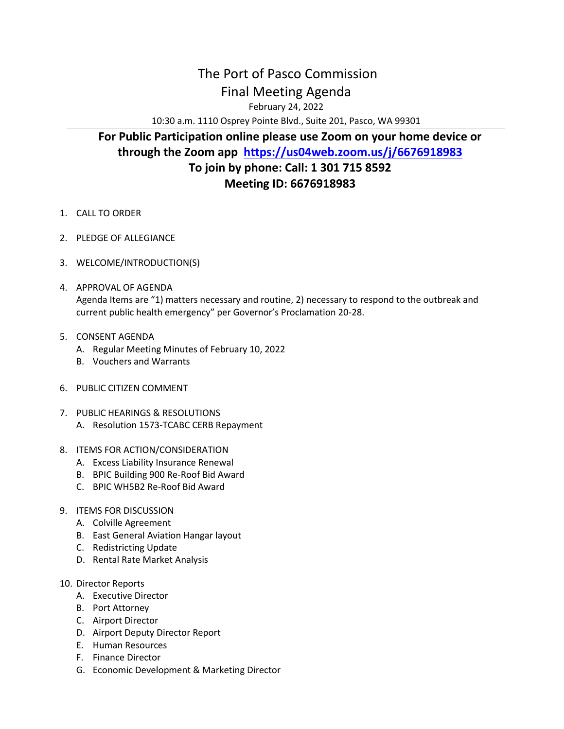# The Port of Pasco Commission

## Final Meeting Agenda

February 24, 2022

10:30 a.m. 1110 Osprey Pointe Blvd., Suite 201, Pasco, WA 99301

**For Public Participation online please use Zoom on your home device or through the Zoom app [https://us04web.zoom.us/j/6676918983](https://us04web.zoom.us/j/6676918983)**

**To join by phone: Call: 1 301 715 8592**

**Meeting ID: 6676918983**

1. CALL TO ORDER

2. PLEDGE OF ALLEGIANCE

3. WELCOME/INTRODUCTION(S)

4. APPROVAL OF AGENDA
   Agenda Items are "1) matters necessary and routine, 2) necessary to respond to the outbreak and current public health emergency" per Governor's Proclamation 20-28.

5. CONSENT AGENDA
   A. Regular Meeting Minutes of February 10, 2022
   B. Vouchers and Warrants

6. PUBLIC CITIZEN COMMENT

7. PUBLIC HEARINGS & RESOLUTIONS
   A. Resolution 1573-TCABC CERB Repayment

8. ITEMS FOR ACTION/CONSIDERATION
   A. Excess Liability Insurance Renewal
   B. BPIC Building 900 Re-Roof Bid Award
   C. BPIC WH5B2 Re-Roof Bid Award

9. ITEMS FOR DISCUSSION
   A. Colville Agreement
   B. East General Aviation Hangar layout
   C. Redistricting Update
   D. Rental Rate Market Analysis

10. Director Reports
    A. Executive Director
    B. Port Attorney
    C. Airport Director
    D. Airport Deputy Director Report
    E. Human Resources
    F. Finance Director
    G. Economic Development & Marketing Director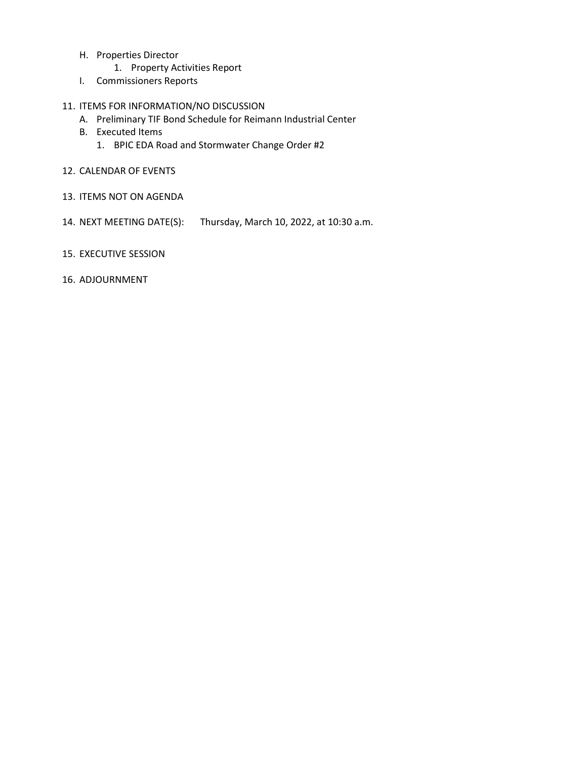H. Properties Director
   1. Property Activities Report
I. Commissioners Reports

11. ITEMS FOR INFORMATION/NO DISCUSSION
    A. Preliminary TIF Bond Schedule for Reimann Industrial Center
    B. Executed Items
       1. BPIC EDA Road and Stormwater Change Order #2

12. CALENDAR OF EVENTS

13. ITEMS NOT ON AGENDA

14. NEXT MEETING DATE(S): Thursday, March 10, 2022, at 10:30 a.m.

15. EXECUTIVE SESSION

16. ADJOURNMENT